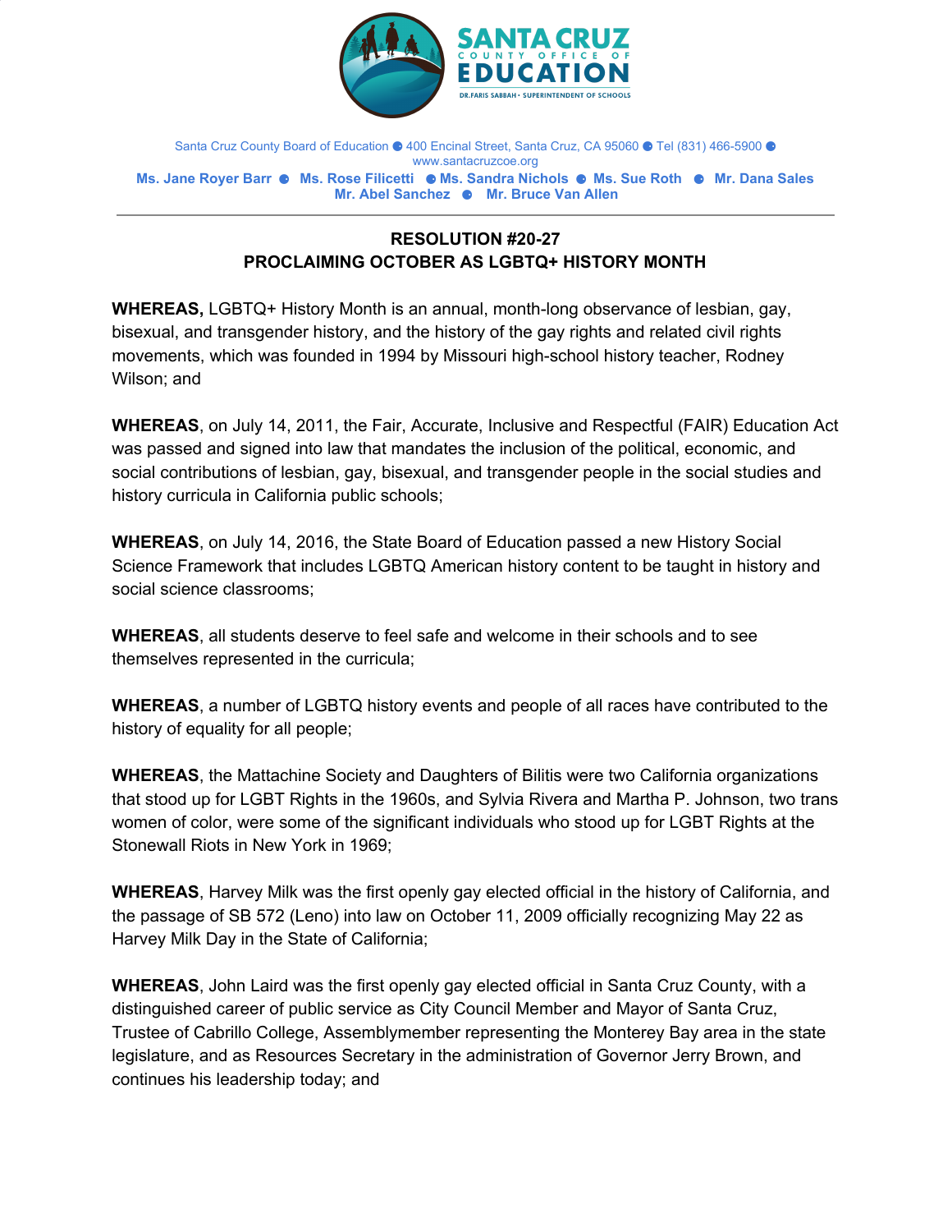SANTA CRUZ COUNTY OFFICE OF EDUCATION

DR. FARIS SABBAH • SUPERINTENDENT OF SCHOOLS

Santa Cruz County Board of Education ● 400 Encinal Street, Santa Cruz, CA 95060 ● Tel (831) 466-5900 ● www.santacruzcoe.org

**Ms. Jane Royer Barr ● Ms. Rose Filicetti ● Ms. Sandra Nichols ● Ms. Sue Roth ● Mr. Dana Sales**
**Mr. Abel Sanchez ● Mr. Bruce Van Allen**

---

**RESOLUTION #20-27**
**PROCLAIMING OCTOBER AS LGBTQ+ HISTORY MONTH**

**WHEREAS,** LGBTQ+ History Month is an annual, month-long observance of lesbian, gay, bisexual, and transgender history, and the history of the gay rights and related civil rights movements, which was founded in 1994 by Missouri high-school history teacher, Rodney Wilson; and

**WHEREAS**, on July 14, 2011, the Fair, Accurate, Inclusive and Respectful (FAIR) Education Act was passed and signed into law that mandates the inclusion of the political, economic, and social contributions of lesbian, gay, bisexual, and transgender people in the social studies and history curricula in California public schools;

**WHEREAS**, on July 14, 2016, the State Board of Education passed a new History Social Science Framework that includes LGBTQ American history content to be taught in history and social science classrooms;

**WHEREAS**, all students deserve to feel safe and welcome in their schools and to see themselves represented in the curricula;

**WHEREAS**, a number of LGBTQ history events and people of all races have contributed to the history of equality for all people;

**WHEREAS**, the Mattachine Society and Daughters of Bilitis were two California organizations that stood up for LGBT Rights in the 1960s, and Sylvia Rivera and Martha P. Johnson, two trans women of color, were some of the significant individuals who stood up for LGBT Rights at the Stonewall Riots in New York in 1969;

**WHEREAS**, Harvey Milk was the first openly gay elected official in the history of California, and the passage of SB 572 (Leno) into law on October 11, 2009 officially recognizing May 22 as Harvey Milk Day in the State of California;

**WHEREAS**, John Laird was the first openly gay elected official in Santa Cruz County, with a distinguished career of public service as City Council Member and Mayor of Santa Cruz, Trustee of Cabrillo College, Assemblymember representing the Monterey Bay area in the state legislature, and as Resources Secretary in the administration of Governor Jerry Brown, and continues his leadership today; and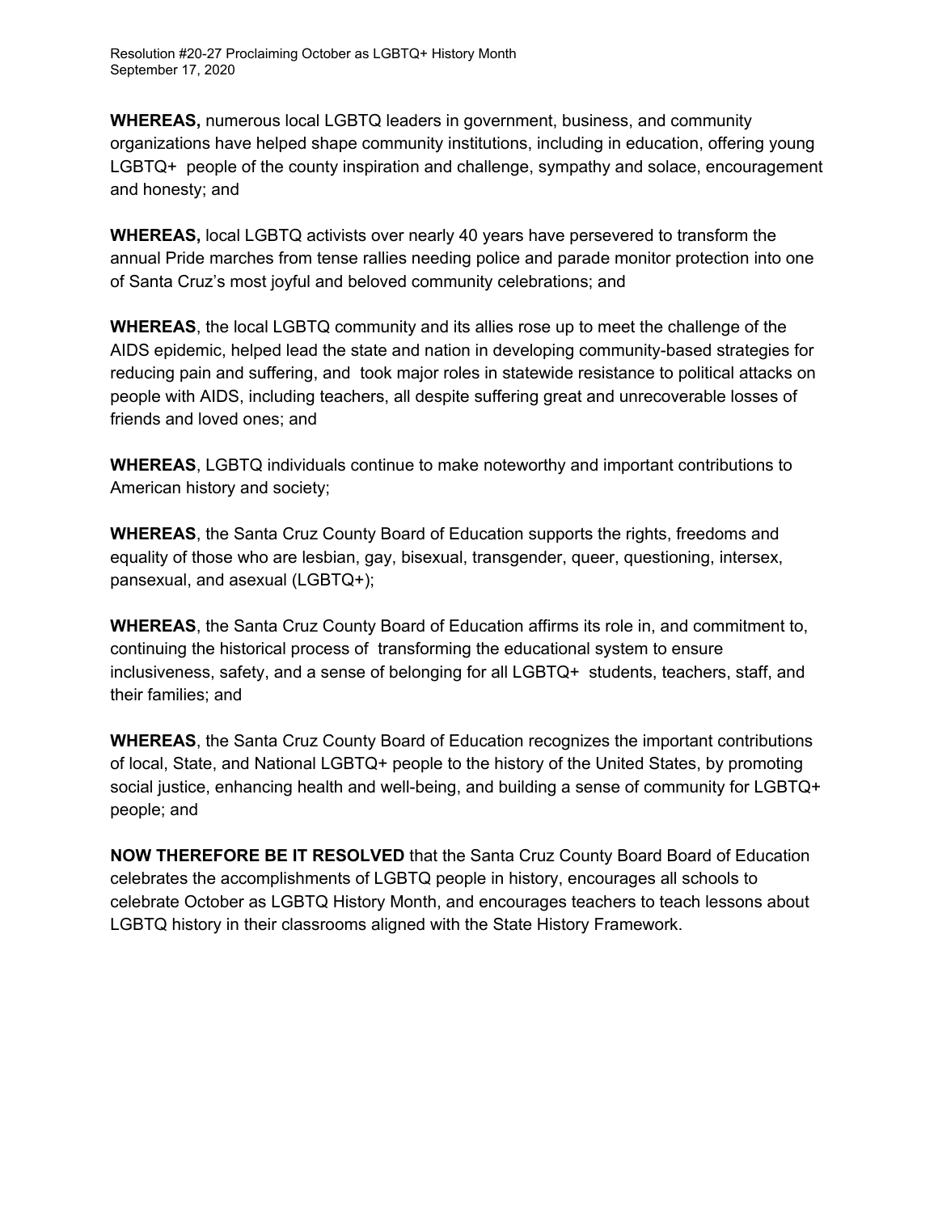**WHEREAS,** numerous local LGBTQ leaders in government, business, and community organizations have helped shape community institutions, including in education, offering young LGBTQ+ people of the county inspiration and challenge, sympathy and solace, encouragement and honesty; and

**WHEREAS,** local LGBTQ activists over nearly 40 years have persevered to transform the annual Pride marches from tense rallies needing police and parade monitor protection into one of Santa Cruz's most joyful and beloved community celebrations; and

**WHEREAS**, the local LGBTQ community and its allies rose up to meet the challenge of the AIDS epidemic, helped lead the state and nation in developing community-based strategies for reducing pain and suffering, and took major roles in statewide resistance to political attacks on people with AIDS, including teachers, all despite suffering great and unrecoverable losses of friends and loved ones; and

**WHEREAS**, LGBTQ individuals continue to make noteworthy and important contributions to American history and society;

**WHEREAS**, the Santa Cruz County Board of Education supports the rights, freedoms and equality of those who are lesbian, gay, bisexual, transgender, queer, questioning, intersex, pansexual, and asexual (LGBTQ+);

**WHEREAS**, the Santa Cruz County Board of Education affirms its role in, and commitment to, continuing the historical process of transforming the educational system to ensure inclusiveness, safety, and a sense of belonging for all LGBTQ+ students, teachers, staff, and their families; and

**WHEREAS**, the Santa Cruz County Board of Education recognizes the important contributions of local, State, and National LGBTQ+ people to the history of the United States, by promoting social justice, enhancing health and well-being, and building a sense of community for LGBTQ+ people; and

**NOW THEREFORE BE IT RESOLVED** that the Santa Cruz County Board Board of Education celebrates the accomplishments of LGBTQ people in history, encourages all schools to celebrate October as LGBTQ History Month, and encourages teachers to teach lessons about LGBTQ history in their classrooms aligned with the State History Framework.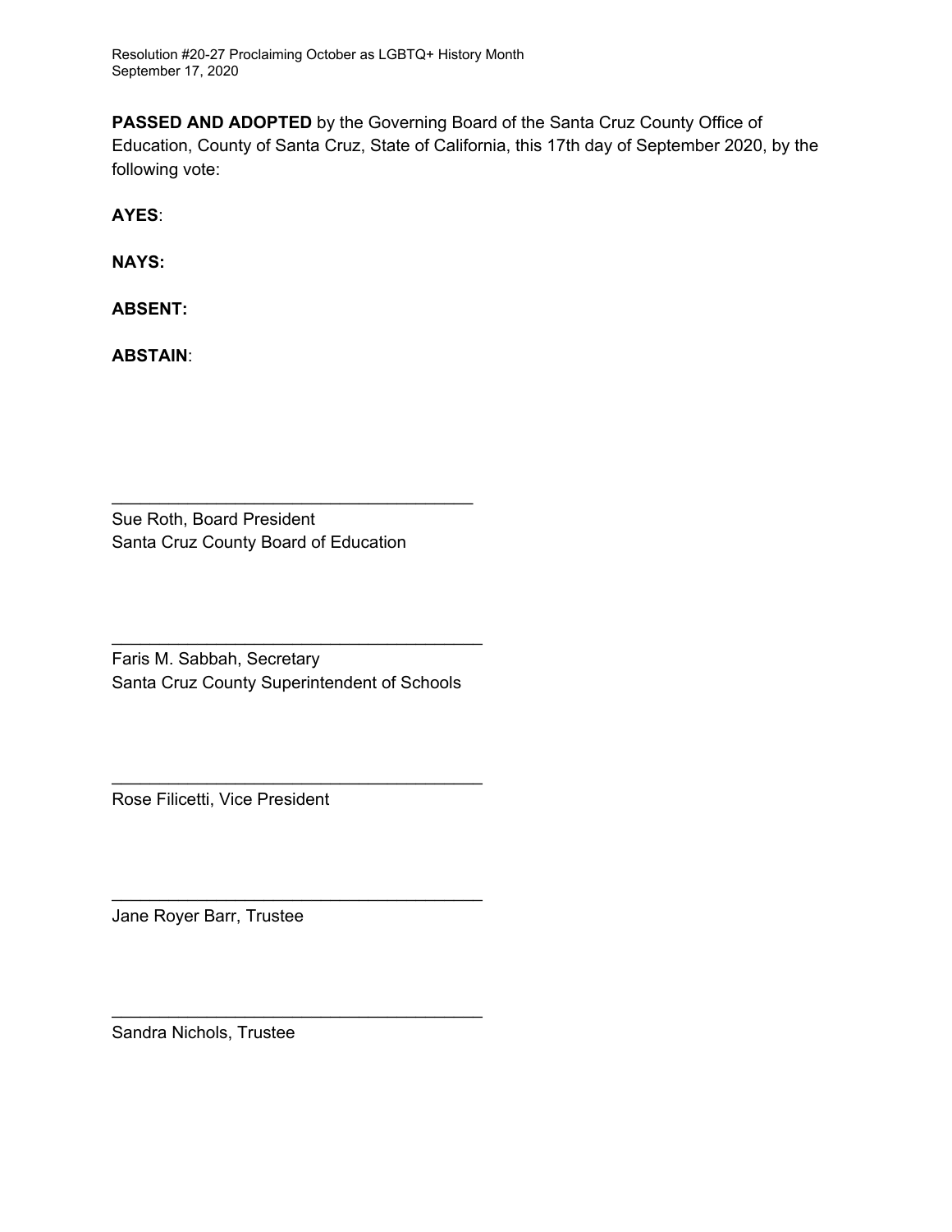**PASSED AND ADOPTED** by the Governing Board of the Santa Cruz County Office of Education, County of Santa Cruz, State of California, this 17th day of September 2020, by the following vote:

**AYES**:

**NAYS:**

**ABSENT:**

**ABSTAIN**:

\_\_\_\_\_\_\_\_\_\_\_\_\_\_\_\_\_\_\_\_\_\_\_\_\_\_\_\_\_\_\_\_\_\_\_\_\_\_
Sue Roth, Board President
Santa Cruz County Board of Education

\_\_\_\_\_\_\_\_\_\_\_\_\_\_\_\_\_\_\_\_\_\_\_\_\_\_\_\_\_\_\_\_\_\_\_\_\_\_
Faris M. Sabbah, Secretary
Santa Cruz County Superintendent of Schools

\_\_\_\_\_\_\_\_\_\_\_\_\_\_\_\_\_\_\_\_\_\_\_\_\_\_\_\_\_\_\_\_\_\_\_\_\_\_
Rose Filicetti, Vice President

\_\_\_\_\_\_\_\_\_\_\_\_\_\_\_\_\_\_\_\_\_\_\_\_\_\_\_\_\_\_\_\_\_\_\_\_\_\_
Jane Royer Barr, Trustee

\_\_\_\_\_\_\_\_\_\_\_\_\_\_\_\_\_\_\_\_\_\_\_\_\_\_\_\_\_\_\_\_\_\_\_\_\_\_
Sandra Nichols, Trustee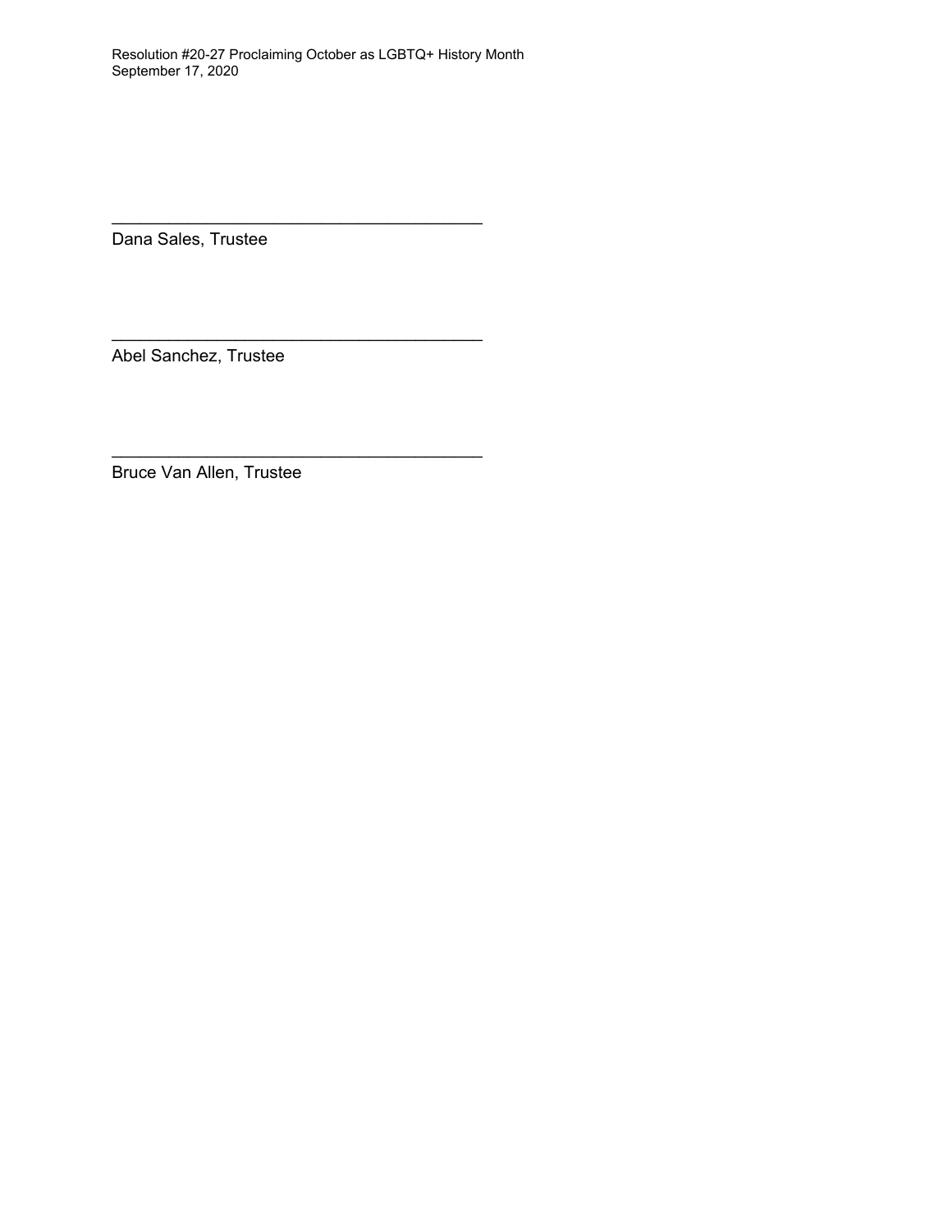________________________________________
Dana Sales, Trustee

________________________________________
Abel Sanchez, Trustee

________________________________________
Bruce Van Allen, Trustee